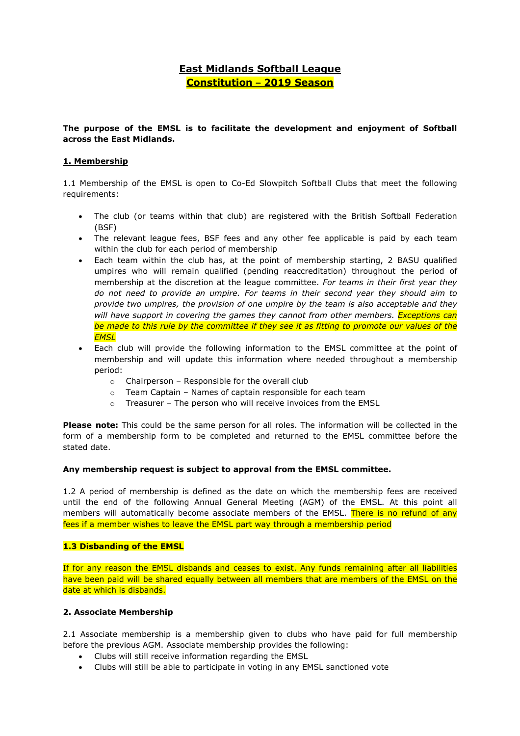# East Midlands Softball League

## Constitution – 2019 Season

**The purpose of the EMSL is to facilitate the development and enjoyment of Softball across the East Midlands.**

### 1. Membership

1.1 Membership of the EMSL is open to Co-Ed Slowpitch Softball Clubs that meet the following requirements:

- The club (or teams within that club) are registered with the British Softball Federation (BSF)
- The relevant league fees, BSF fees and any other fee applicable is paid by each team within the club for each period of membership
- Each team within the club has, at the point of membership starting, 2 BASU qualified umpires who will remain qualified (pending reaccreditation) throughout the period of membership at the discretion at the league committee. *For teams in their first year they do not need to provide an umpire. For teams in their second year they should aim to provide two umpires, the provision of one umpire by the team is also acceptable and they will have support in covering the games they cannot from other members. Exceptions can be made to this rule by the committee if they see it as fitting to promote our values of the EMSL*
- Each club will provide the following information to the EMSL committee at the point of membership and will update this information where needed throughout a membership period:
  - Chairperson – Responsible for the overall club
  - Team Captain – Names of captain responsible for each team
  - Treasurer – The person who will receive invoices from the EMSL

**Please note:** This could be the same person for all roles. The information will be collected in the form of a membership form to be completed and returned to the EMSL committee before the stated date.

**Any membership request is subject to approval from the EMSL committee.**

1.2 A period of membership is defined as the date on which the membership fees are received until the end of the following Annual General Meeting (AGM) of the EMSL. At this point all members will automatically become associate members of the EMSL. There is no refund of any fees if a member wishes to leave the EMSL part way through a membership period

#### 1.3 Disbanding of the EMSL

If for any reason the EMSL disbands and ceases to exist. Any funds remaining after all liabilities have been paid will be shared equally between all members that are members of the EMSL on the date at which is disbands.

### 2. Associate Membership

2.1 Associate membership is a membership given to clubs who have paid for full membership before the previous AGM. Associate membership provides the following:

- Clubs will still receive information regarding the EMSL
- Clubs will still be able to participate in voting in any EMSL sanctioned vote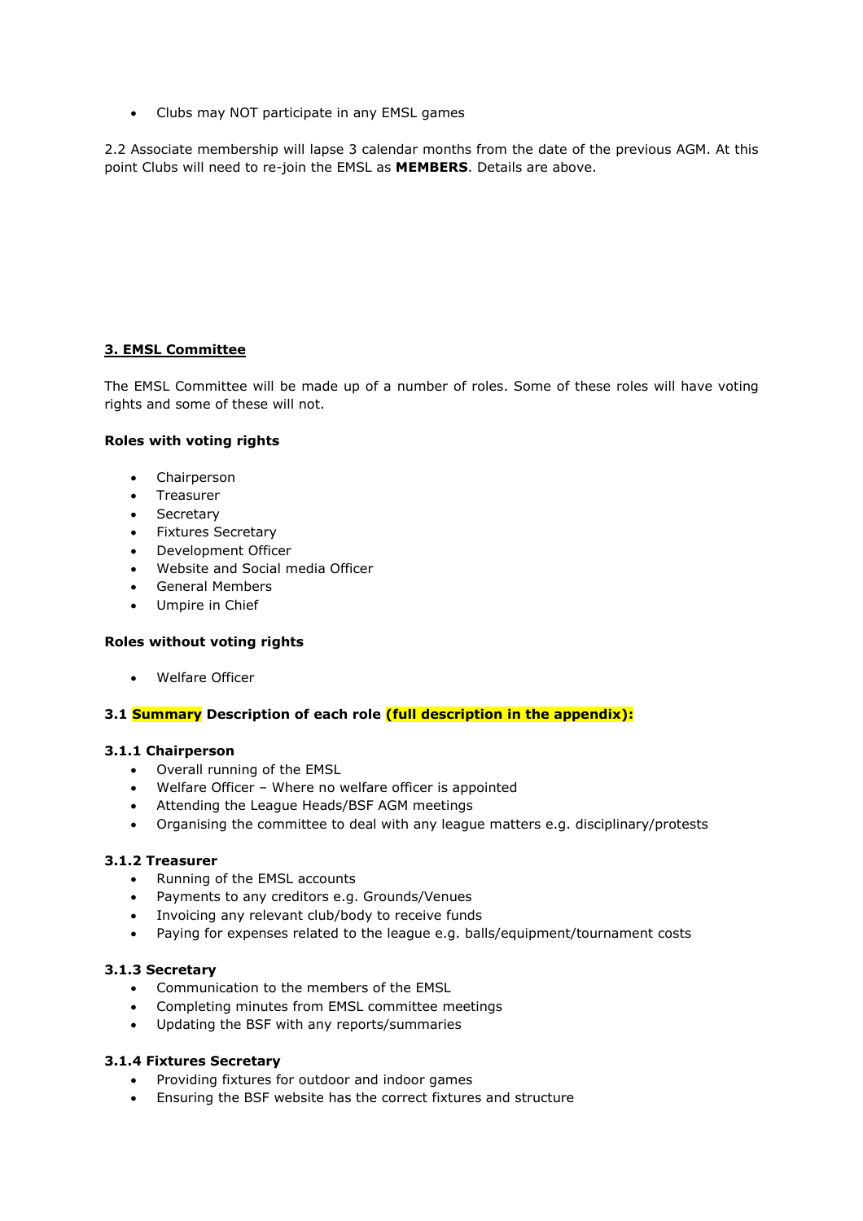- Clubs may NOT participate in any EMSL games

2.2 Associate membership will lapse 3 calendar months from the date of the previous AGM. At this point Clubs will need to re-join the EMSL as **MEMBERS**. Details are above.

## 3. EMSL Committee

The EMSL Committee will be made up of a number of roles. Some of these roles will have voting rights and some of these will not.

**Roles with voting rights**

- Chairperson
- Treasurer
- Secretary
- Fixtures Secretary
- Development Officer
- Website and Social media Officer
- General Members
- Umpire in Chief

**Roles without voting rights**

- Welfare Officer

### 3.1 Summary Description of each role (full description in the appendix):

#### 3.1.1 Chairperson

- Overall running of the EMSL
- Welfare Officer – Where no welfare officer is appointed
- Attending the League Heads/BSF AGM meetings
- Organising the committee to deal with any league matters e.g. disciplinary/protests

#### 3.1.2 Treasurer

- Running of the EMSL accounts
- Payments to any creditors e.g. Grounds/Venues
- Invoicing any relevant club/body to receive funds
- Paying for expenses related to the league e.g. balls/equipment/tournament costs

#### 3.1.3 Secretary

- Communication to the members of the EMSL
- Completing minutes from EMSL committee meetings
- Updating the BSF with any reports/summaries

#### 3.1.4 Fixtures Secretary

- Providing fixtures for outdoor and indoor games
- Ensuring the BSF website has the correct fixtures and structure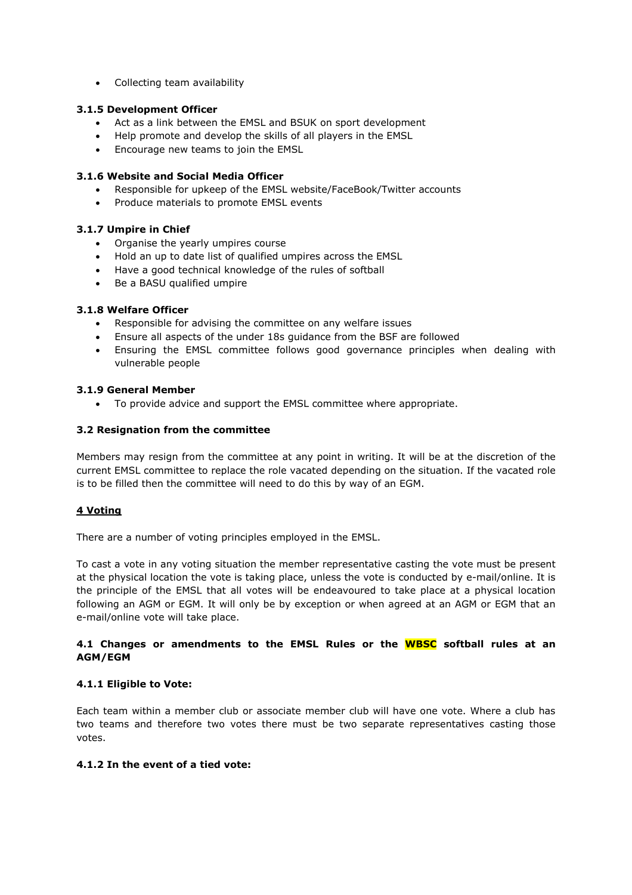- Collecting team availability

**3.1.5 Development Officer**

- Act as a link between the EMSL and BSUK on sport development
- Help promote and develop the skills of all players in the EMSL
- Encourage new teams to join the EMSL

**3.1.6 Website and Social Media Officer**

- Responsible for upkeep of the EMSL website/FaceBook/Twitter accounts
- Produce materials to promote EMSL events

**3.1.7 Umpire in Chief**

- Organise the yearly umpires course
- Hold an up to date list of qualified umpires across the EMSL
- Have a good technical knowledge of the rules of softball
- Be a BASU qualified umpire

**3.1.8 Welfare Officer**

- Responsible for advising the committee on any welfare issues
- Ensure all aspects of the under 18s guidance from the BSF are followed
- Ensuring the EMSL committee follows good governance principles when dealing with vulnerable people

**3.1.9 General Member**

- To provide advice and support the EMSL committee where appropriate.

**3.2 Resignation from the committee**

Members may resign from the committee at any point in writing. It will be at the discretion of the current EMSL committee to replace the role vacated depending on the situation. If the vacated role is to be filled then the committee will need to do this by way of an EGM.

## 4 Voting

There are a number of voting principles employed in the EMSL.

To cast a vote in any voting situation the member representative casting the vote must be present at the physical location the vote is taking place, unless the vote is conducted by e-mail/online. It is the principle of the EMSL that all votes will be endeavoured to take place at a physical location following an AGM or EGM. It will only be by exception or when agreed at an AGM or EGM that an e-mail/online vote will take place.

**4.1 Changes or amendments to the EMSL Rules or the WBSC softball rules at an AGM/EGM**

**4.1.1 Eligible to Vote:**

Each team within a member club or associate member club will have one vote. Where a club has two teams and therefore two votes there must be two separate representatives casting those votes.

**4.1.2 In the event of a tied vote:**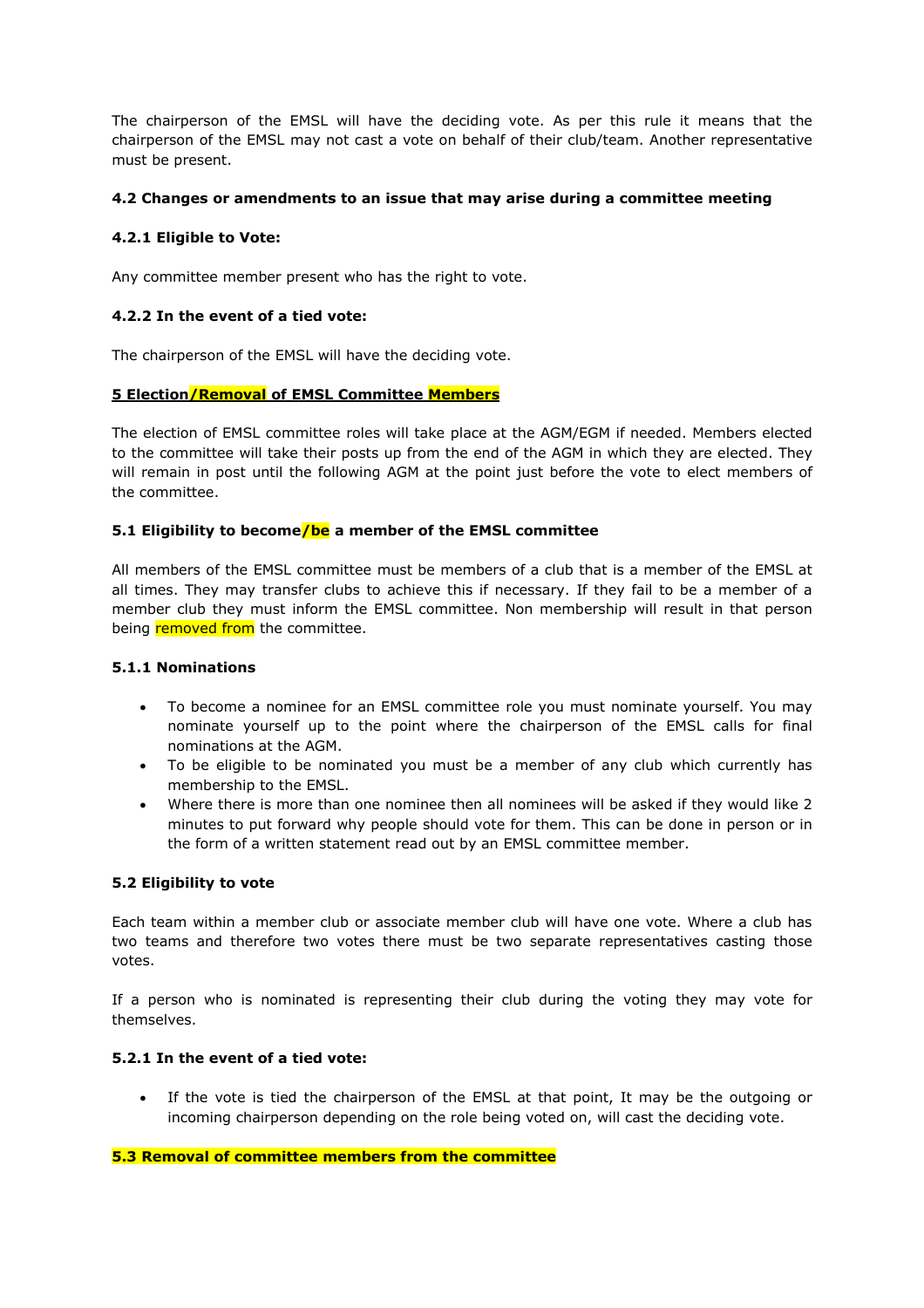The chairperson of the EMSL will have the deciding vote. As per this rule it means that the chairperson of the EMSL may not cast a vote on behalf of their club/team. Another representative must be present.

#### 4.2 Changes or amendments to an issue that may arise during a committee meeting

#### 4.2.1 Eligible to Vote:

Any committee member present who has the right to vote.

#### 4.2.2 In the event of a tied vote:

The chairperson of the EMSL will have the deciding vote.

## 5 Election/Removal of EMSL Committee Members

The election of EMSL committee roles will take place at the AGM/EGM if needed. Members elected to the committee will take their posts up from the end of the AGM in which they are elected. They will remain in post until the following AGM at the point just before the vote to elect members of the committee.

### 5.1 Eligibility to become/be a member of the EMSL committee

All members of the EMSL committee must be members of a club that is a member of the EMSL at all times. They may transfer clubs to achieve this if necessary. If they fail to be a member of a member club they must inform the EMSL committee. Non membership will result in that person being removed from the committee.

#### 5.1.1 Nominations

- To become a nominee for an EMSL committee role you must nominate yourself. You may nominate yourself up to the point where the chairperson of the EMSL calls for final nominations at the AGM.
- To be eligible to be nominated you must be a member of any club which currently has membership to the EMSL.
- Where there is more than one nominee then all nominees will be asked if they would like 2 minutes to put forward why people should vote for them. This can be done in person or in the form of a written statement read out by an EMSL committee member.

### 5.2 Eligibility to vote

Each team within a member club or associate member club will have one vote. Where a club has two teams and therefore two votes there must be two separate representatives casting those votes.

If a person who is nominated is representing their club during the voting they may vote for themselves.

#### 5.2.1 In the event of a tied vote:

- If the vote is tied the chairperson of the EMSL at that point, It may be the outgoing or incoming chairperson depending on the role being voted on, will cast the deciding vote.

### 5.3 Removal of committee members from the committee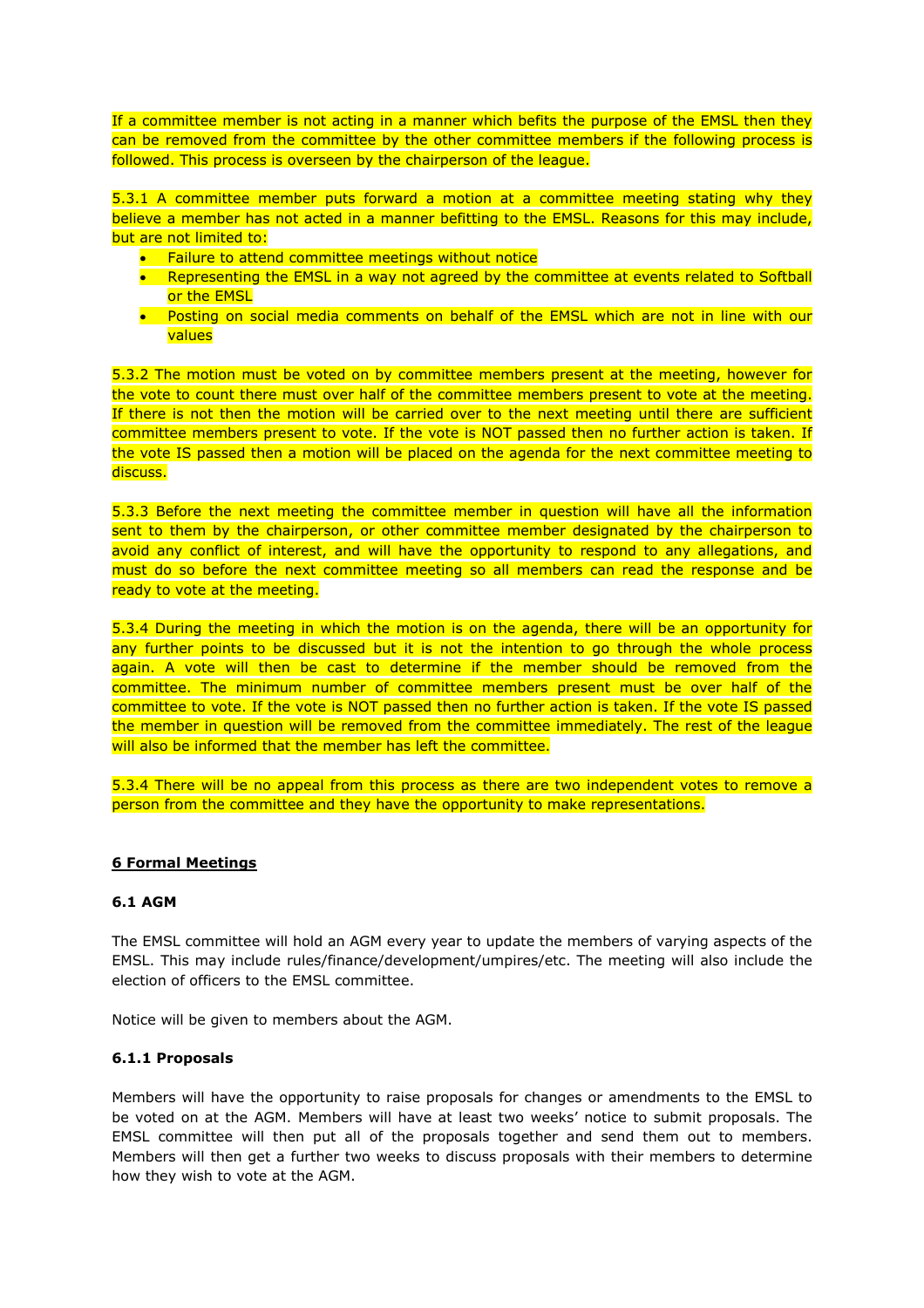If a committee member is not acting in a manner which befits the purpose of the EMSL then they can be removed from the committee by the other committee members if the following process is followed. This process is overseen by the chairperson of the league.

5.3.1 A committee member puts forward a motion at a committee meeting stating why they believe a member has not acted in a manner befitting to the EMSL. Reasons for this may include, but are not limited to:

- Failure to attend committee meetings without notice
- Representing the EMSL in a way not agreed by the committee at events related to Softball or the EMSL
- Posting on social media comments on behalf of the EMSL which are not in line with our values

5.3.2 The motion must be voted on by committee members present at the meeting, however for the vote to count there must over half of the committee members present to vote at the meeting. If there is not then the motion will be carried over to the next meeting until there are sufficient committee members present to vote. If the vote is NOT passed then no further action is taken. If the vote IS passed then a motion will be placed on the agenda for the next committee meeting to discuss.

5.3.3 Before the next meeting the committee member in question will have all the information sent to them by the chairperson, or other committee member designated by the chairperson to avoid any conflict of interest, and will have the opportunity to respond to any allegations, and must do so before the next committee meeting so all members can read the response and be ready to vote at the meeting.

5.3.4 During the meeting in which the motion is on the agenda, there will be an opportunity for any further points to be discussed but it is not the intention to go through the whole process again. A vote will then be cast to determine if the member should be removed from the committee. The minimum number of committee members present must be over half of the committee to vote. If the vote is NOT passed then no further action is taken. If the vote IS passed the member in question will be removed from the committee immediately. The rest of the league will also be informed that the member has left the committee.

5.3.4 There will be no appeal from this process as there are two independent votes to remove a person from the committee and they have the opportunity to make representations.

## 6 Formal Meetings

### 6.1 AGM

The EMSL committee will hold an AGM every year to update the members of varying aspects of the EMSL. This may include rules/finance/development/umpires/etc. The meeting will also include the election of officers to the EMSL committee.

Notice will be given to members about the AGM.

#### 6.1.1 Proposals

Members will have the opportunity to raise proposals for changes or amendments to the EMSL to be voted on at the AGM. Members will have at least two weeks' notice to submit proposals. The EMSL committee will then put all of the proposals together and send them out to members. Members will then get a further two weeks to discuss proposals with their members to determine how they wish to vote at the AGM.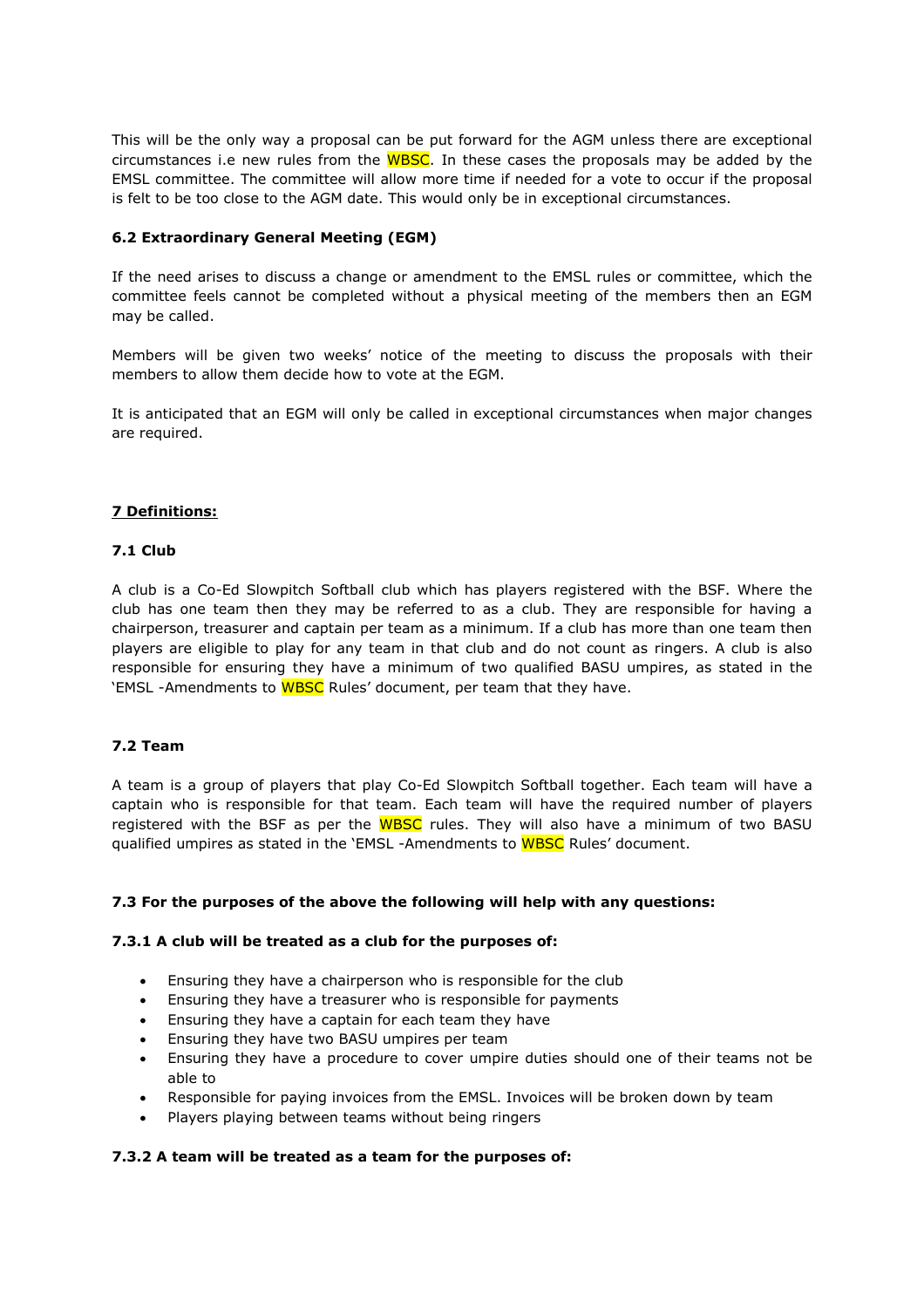This will be the only way a proposal can be put forward for the AGM unless there are exceptional circumstances i.e new rules from the WBSC. In these cases the proposals may be added by the EMSL committee. The committee will allow more time if needed for a vote to occur if the proposal is felt to be too close to the AGM date. This would only be in exceptional circumstances.

### 6.2 Extraordinary General Meeting (EGM)

If the need arises to discuss a change or amendment to the EMSL rules or committee, which the committee feels cannot be completed without a physical meeting of the members then an EGM may be called.

Members will be given two weeks' notice of the meeting to discuss the proposals with their members to allow them decide how to vote at the EGM.

It is anticipated that an EGM will only be called in exceptional circumstances when major changes are required.

## 7 Definitions:

### 7.1 Club

A club is a Co-Ed Slowpitch Softball club which has players registered with the BSF. Where the club has one team then they may be referred to as a club. They are responsible for having a chairperson, treasurer and captain per team as a minimum. If a club has more than one team then players are eligible to play for any team in that club and do not count as ringers. A club is also responsible for ensuring they have a minimum of two qualified BASU umpires, as stated in the 'EMSL -Amendments to WBSC Rules' document, per team that they have.

### 7.2 Team

A team is a group of players that play Co-Ed Slowpitch Softball together. Each team will have a captain who is responsible for that team. Each team will have the required number of players registered with the BSF as per the WBSC rules. They will also have a minimum of two BASU qualified umpires as stated in the 'EMSL -Amendments to WBSC Rules' document.

### 7.3 For the purposes of the above the following will help with any questions:

#### 7.3.1 A club will be treated as a club for the purposes of:

- Ensuring they have a chairperson who is responsible for the club
- Ensuring they have a treasurer who is responsible for payments
- Ensuring they have a captain for each team they have
- Ensuring they have two BASU umpires per team
- Ensuring they have a procedure to cover umpire duties should one of their teams not be able to
- Responsible for paying invoices from the EMSL. Invoices will be broken down by team
- Players playing between teams without being ringers

#### 7.3.2 A team will be treated as a team for the purposes of: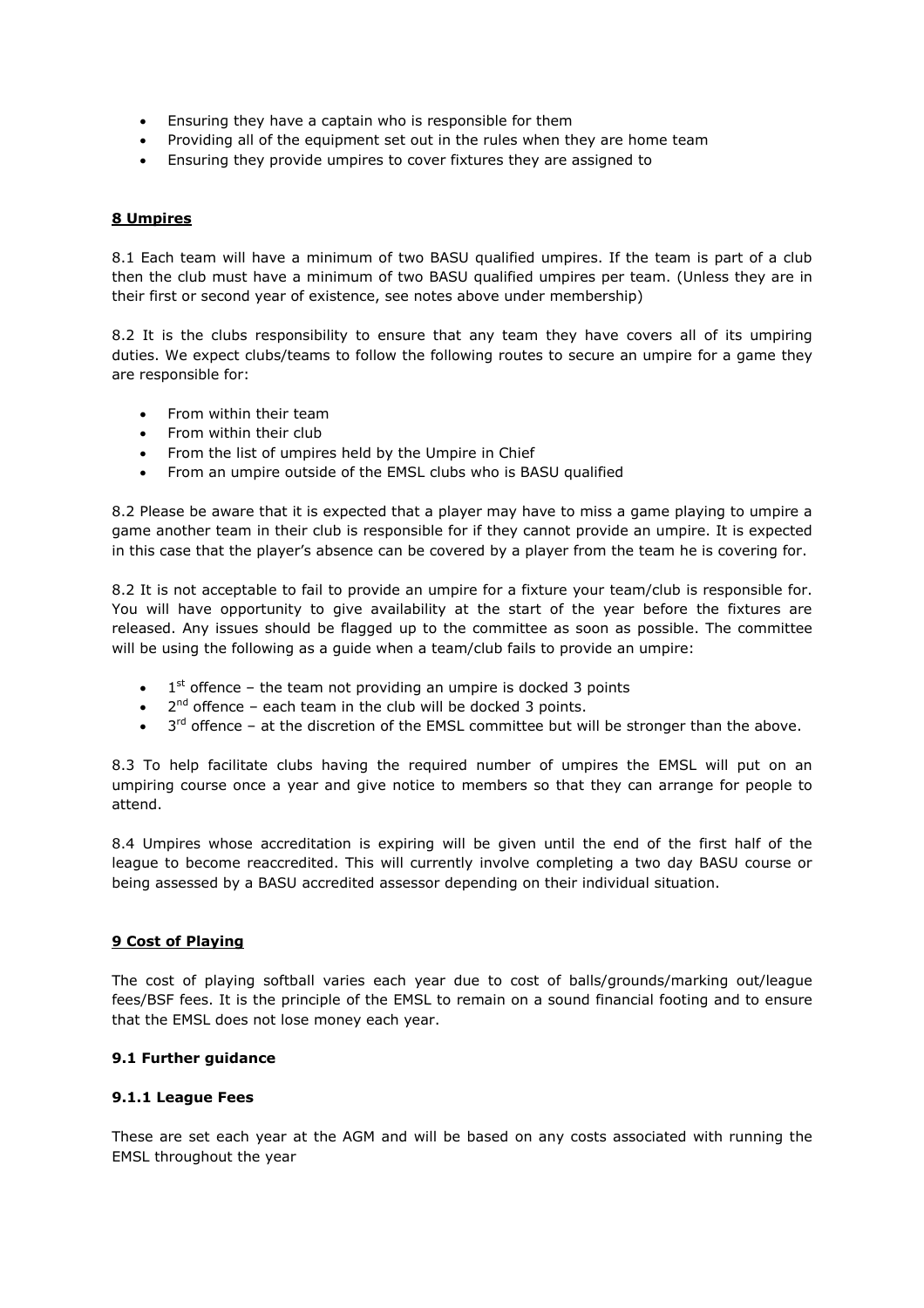- Ensuring they have a captain who is responsible for them
- Providing all of the equipment set out in the rules when they are home team
- Ensuring they provide umpires to cover fixtures they are assigned to

## 8 Umpires

8.1 Each team will have a minimum of two BASU qualified umpires. If the team is part of a club then the club must have a minimum of two BASU qualified umpires per team. (Unless they are in their first or second year of existence, see notes above under membership)

8.2 It is the clubs responsibility to ensure that any team they have covers all of its umpiring duties. We expect clubs/teams to follow the following routes to secure an umpire for a game they are responsible for:

- From within their team
- From within their club
- From the list of umpires held by the Umpire in Chief
- From an umpire outside of the EMSL clubs who is BASU qualified

8.2 Please be aware that it is expected that a player may have to miss a game playing to umpire a game another team in their club is responsible for if they cannot provide an umpire. It is expected in this case that the player's absence can be covered by a player from the team he is covering for.

8.2 It is not acceptable to fail to provide an umpire for a fixture your team/club is responsible for. You will have opportunity to give availability at the start of the year before the fixtures are released. Any issues should be flagged up to the committee as soon as possible. The committee will be using the following as a guide when a team/club fails to provide an umpire:

- 1st offence – the team not providing an umpire is docked 3 points
- 2nd offence – each team in the club will be docked 3 points.
- 3rd offence – at the discretion of the EMSL committee but will be stronger than the above.

8.3 To help facilitate clubs having the required number of umpires the EMSL will put on an umpiring course once a year and give notice to members so that they can arrange for people to attend.

8.4 Umpires whose accreditation is expiring will be given until the end of the first half of the league to become reaccredited. This will currently involve completing a two day BASU course or being assessed by a BASU accredited assessor depending on their individual situation.

## 9 Cost of Playing

The cost of playing softball varies each year due to cost of balls/grounds/marking out/league fees/BSF fees. It is the principle of the EMSL to remain on a sound financial footing and to ensure that the EMSL does not lose money each year.

### 9.1 Further guidance

#### 9.1.1 League Fees

These are set each year at the AGM and will be based on any costs associated with running the EMSL throughout the year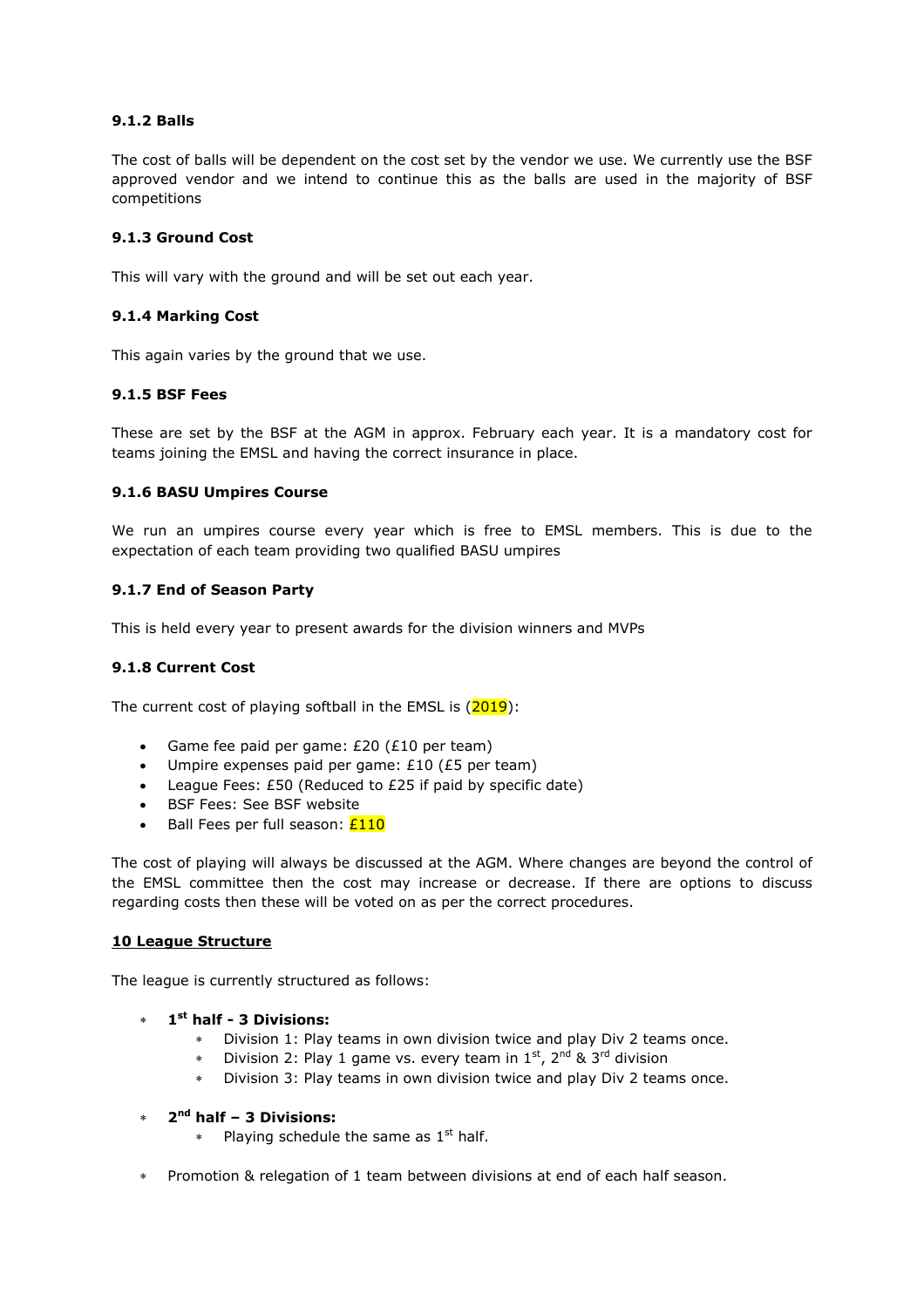#### 9.1.2 Balls

The cost of balls will be dependent on the cost set by the vendor we use. We currently use the BSF approved vendor and we intend to continue this as the balls are used in the majority of BSF competitions

#### 9.1.3 Ground Cost

This will vary with the ground and will be set out each year.

#### 9.1.4 Marking Cost

This again varies by the ground that we use.

#### 9.1.5 BSF Fees

These are set by the BSF at the AGM in approx. February each year. It is a mandatory cost for teams joining the EMSL and having the correct insurance in place.

#### 9.1.6 BASU Umpires Course

We run an umpires course every year which is free to EMSL members. This is due to the expectation of each team providing two qualified BASU umpires

#### 9.1.7 End of Season Party

This is held every year to present awards for the division winners and MVPs

#### 9.1.8 Current Cost

The current cost of playing softball in the EMSL is (2019):

- Game fee paid per game: £20 (£10 per team)
- Umpire expenses paid per game: £10 (£5 per team)
- League Fees: £50 (Reduced to £25 if paid by specific date)
- BSF Fees: See BSF website
- Ball Fees per full season: £110

The cost of playing will always be discussed at the AGM. Where changes are beyond the control of the EMSL committee then the cost may increase or decrease. If there are options to discuss regarding costs then these will be voted on as per the correct procedures.

## 10 League Structure

The league is currently structured as follows:

- **1st half - 3 Divisions:**
  - Division 1: Play teams in own division twice and play Div 2 teams once.
  - Division 2: Play 1 game vs. every team in 1st, 2nd & 3rd division
  - Division 3: Play teams in own division twice and play Div 2 teams once.
- **2nd half – 3 Divisions:**
  - Playing schedule the same as 1st half.
- Promotion & relegation of 1 team between divisions at end of each half season.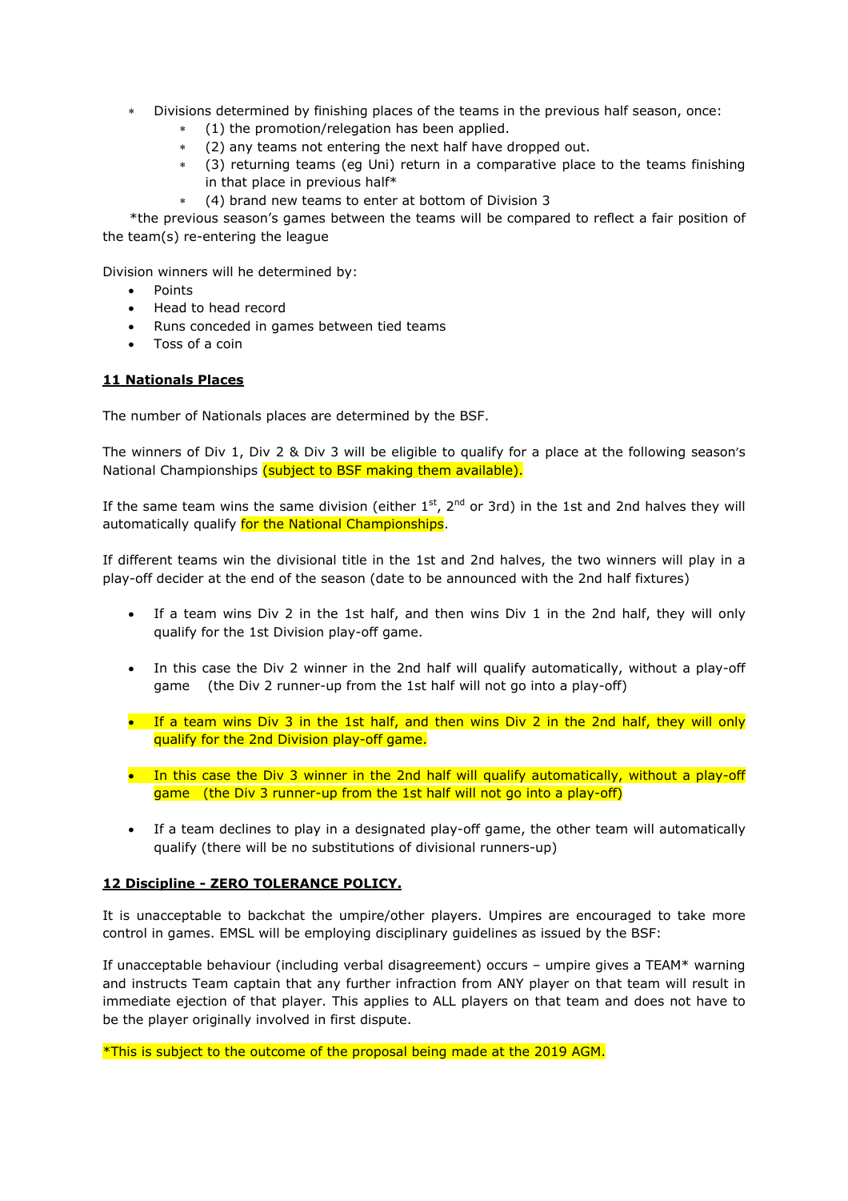- Divisions determined by finishing places of the teams in the previous half season, once:
  - (1) the promotion/relegation has been applied.
  - (2) any teams not entering the next half have dropped out.
  - (3) returning teams (eg Uni) return in a comparative place to the teams finishing in that place in previous half*
  - (4) brand new teams to enter at bottom of Division 3

*the previous season's games between the teams will be compared to reflect a fair position of the team(s) re-entering the league

Division winners will he determined by:

- Points
- Head to head record
- Runs conceded in games between tied teams
- Toss of a coin

**11 Nationals Places**

The number of Nationals places are determined by the BSF.

The winners of Div 1, Div 2 & Div 3 will be eligible to qualify for a place at the following season's National Championships (subject to BSF making them available).

If the same team wins the same division (either 1st, 2nd or 3rd) in the 1st and 2nd halves they will automatically qualify for the National Championships.

If different teams win the divisional title in the 1st and 2nd halves, the two winners will play in a play-off decider at the end of the season (date to be announced with the 2nd half fixtures)

- If a team wins Div 2 in the 1st half, and then wins Div 1 in the 2nd half, they will only qualify for the 1st Division play-off game.
- In this case the Div 2 winner in the 2nd half will qualify automatically, without a play-off game (the Div 2 runner-up from the 1st half will not go into a play-off)
- If a team wins Div 3 in the 1st half, and then wins Div 2 in the 2nd half, they will only qualify for the 2nd Division play-off game.
- In this case the Div 3 winner in the 2nd half will qualify automatically, without a play-off game (the Div 3 runner-up from the 1st half will not go into a play-off)
- If a team declines to play in a designated play-off game, the other team will automatically qualify (there will be no substitutions of divisional runners-up)

**12 Discipline - ZERO TOLERANCE POLICY.**

It is unacceptable to backchat the umpire/other players. Umpires are encouraged to take more control in games. EMSL will be employing disciplinary guidelines as issued by the BSF:

If unacceptable behaviour (including verbal disagreement) occurs – umpire gives a TEAM* warning and instructs Team captain that any further infraction from ANY player on that team will result in immediate ejection of that player. This applies to ALL players on that team and does not have to be the player originally involved in first dispute.

*This is subject to the outcome of the proposal being made at the 2019 AGM.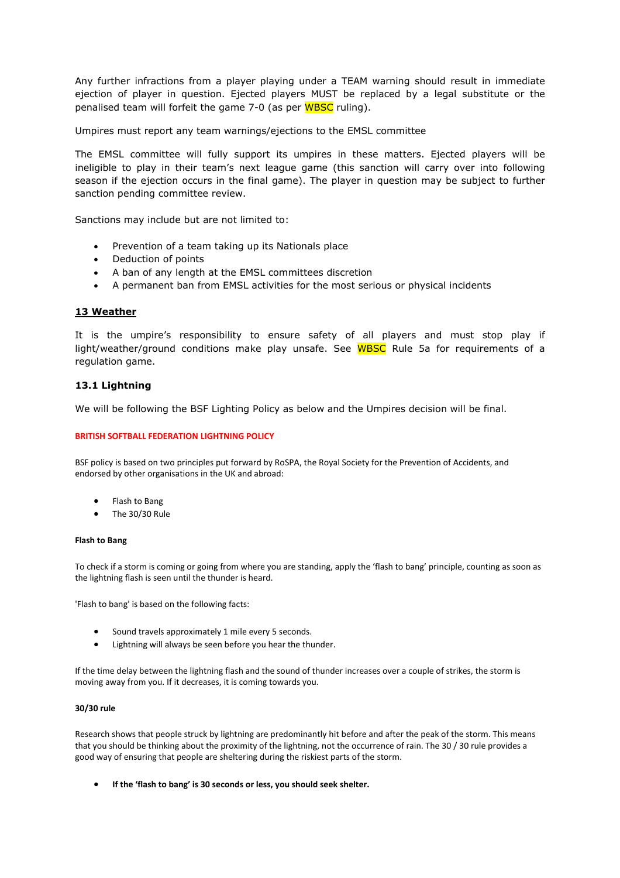Any further infractions from a player playing under a TEAM warning should result in immediate ejection of player in question. Ejected players MUST be replaced by a legal substitute or the penalised team will forfeit the game 7-0 (as per WBSC ruling).

Umpires must report any team warnings/ejections to the EMSL committee

The EMSL committee will fully support its umpires in these matters. Ejected players will be ineligible to play in their team's next league game (this sanction will carry over into following season if the ejection occurs in the final game). The player in question may be subject to further sanction pending committee review.

Sanctions may include but are not limited to:

- Prevention of a team taking up its Nationals place
- Deduction of points
- A ban of any length at the EMSL committees discretion
- A permanent ban from EMSL activities for the most serious or physical incidents

## 13 Weather

It is the umpire's responsibility to ensure safety of all players and must stop play if light/weather/ground conditions make play unsafe. See WBSC Rule 5a for requirements of a regulation game.

### 13.1 Lightning

We will be following the BSF Lighting Policy as below and the Umpires decision will be final.

#### BRITISH SOFTBALL FEDERATION LIGHTNING POLICY

BSF policy is based on two principles put forward by RoSPA, the Royal Society for the Prevention of Accidents, and endorsed by other organisations in the UK and abroad:

- Flash to Bang
- The 30/30 Rule

**Flash to Bang**

To check if a storm is coming or going from where you are standing, apply the 'flash to bang' principle, counting as soon as the lightning flash is seen until the thunder is heard.

'Flash to bang' is based on the following facts:

- Sound travels approximately 1 mile every 5 seconds.
- Lightning will always be seen before you hear the thunder.

If the time delay between the lightning flash and the sound of thunder increases over a couple of strikes, the storm is moving away from you. If it decreases, it is coming towards you.

**30/30 rule**

Research shows that people struck by lightning are predominantly hit before and after the peak of the storm. This means that you should be thinking about the proximity of the lightning, not the occurrence of rain. The 30 / 30 rule provides a good way of ensuring that people are sheltering during the riskiest parts of the storm.

- **If the 'flash to bang' is 30 seconds or less, you should seek shelter.**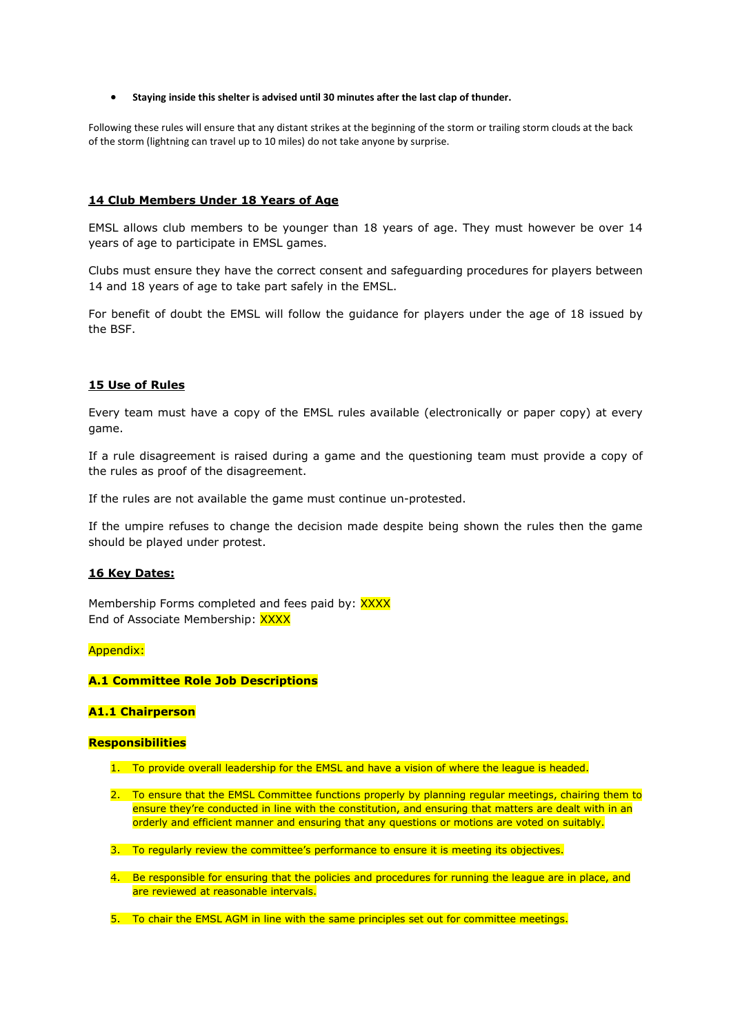- **Staying inside this shelter is advised until 30 minutes after the last clap of thunder.**

Following these rules will ensure that any distant strikes at the beginning of the storm or trailing storm clouds at the back of the storm (lightning can travel up to 10 miles) do not take anyone by surprise.

## 14 Club Members Under 18 Years of Age

EMSL allows club members to be younger than 18 years of age. They must however be over 14 years of age to participate in EMSL games.

Clubs must ensure they have the correct consent and safeguarding procedures for players between 14 and 18 years of age to take part safely in the EMSL.

For benefit of doubt the EMSL will follow the guidance for players under the age of 18 issued by the BSF.

## 15 Use of Rules

Every team must have a copy of the EMSL rules available (electronically or paper copy) at every game.

If a rule disagreement is raised during a game and the questioning team must provide a copy of the rules as proof of the disagreement.

If the rules are not available the game must continue un-protested.

If the umpire refuses to change the decision made despite being shown the rules then the game should be played under protest.

## 16 Key Dates:

Membership Forms completed and fees paid by: XXXX
End of Associate Membership: XXXX

Appendix:

### A.1 Committee Role Job Descriptions

### A1.1 Chairperson

**Responsibilities**

1. To provide overall leadership for the EMSL and have a vision of where the league is headed.
2. To ensure that the EMSL Committee functions properly by planning regular meetings, chairing them to ensure they're conducted in line with the constitution, and ensuring that matters are dealt with in an orderly and efficient manner and ensuring that any questions or motions are voted on suitably.
3. To regularly review the committee's performance to ensure it is meeting its objectives.
4. Be responsible for ensuring that the policies and procedures for running the league are in place, and are reviewed at reasonable intervals.
5. To chair the EMSL AGM in line with the same principles set out for committee meetings.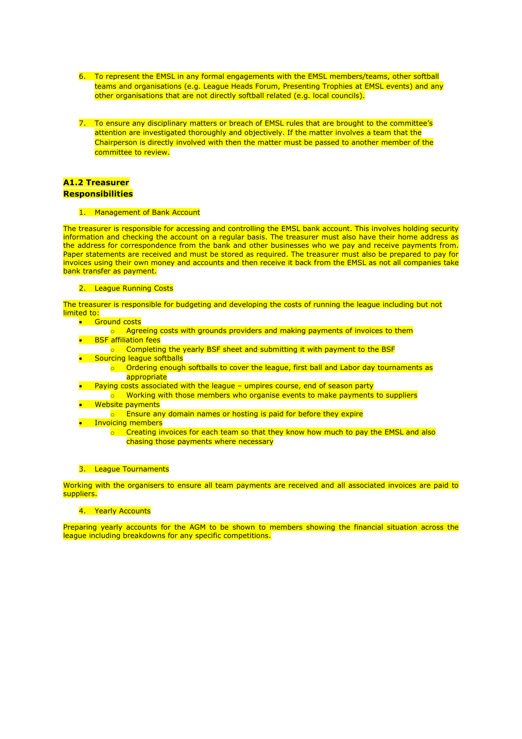6. To represent the EMSL in any formal engagements with the EMSL members/teams, other softball teams and organisations (e.g. League Heads Forum, Presenting Trophies at EMSL events) and any other organisations that are not directly softball related (e.g. local councils).

7. To ensure any disciplinary matters or breach of EMSL rules that are brought to the committee's attention are investigated thoroughly and objectively. If the matter involves a team that the Chairperson is directly involved with then the matter must be passed to another member of the committee to review.

**A1.2 Treasurer**
**Responsibilities**

1. Management of Bank Account

The treasurer is responsible for accessing and controlling the EMSL bank account. This involves holding security information and checking the account on a regular basis. The treasurer must also have their home address as the address for correspondence from the bank and other businesses who we pay and receive payments from. Paper statements are received and must be stored as required. The treasurer must also be prepared to pay for invoices using their own money and accounts and then receive it back from the EMSL as not all companies take bank transfer as payment.

2. League Running Costs

The treasurer is responsible for budgeting and developing the costs of running the league including but not limited to:

- Ground costs
  - Agreeing costs with grounds providers and making payments of invoices to them
- BSF affiliation fees
  - Completing the yearly BSF sheet and submitting it with payment to the BSF
- Sourcing league softballs
  - Ordering enough softballs to cover the league, first ball and Labor day tournaments as appropriate
- Paying costs associated with the league – umpires course, end of season party
  - Working with those members who organise events to make payments to suppliers
- Website payments
  - Ensure any domain names or hosting is paid for before they expire
- Invoicing members
  - Creating invoices for each team so that they know how much to pay the EMSL and also chasing those payments where necessary

3. League Tournaments

Working with the organisers to ensure all team payments are received and all associated invoices are paid to suppliers.

4. Yearly Accounts

Preparing yearly accounts for the AGM to be shown to members showing the financial situation across the league including breakdowns for any specific competitions.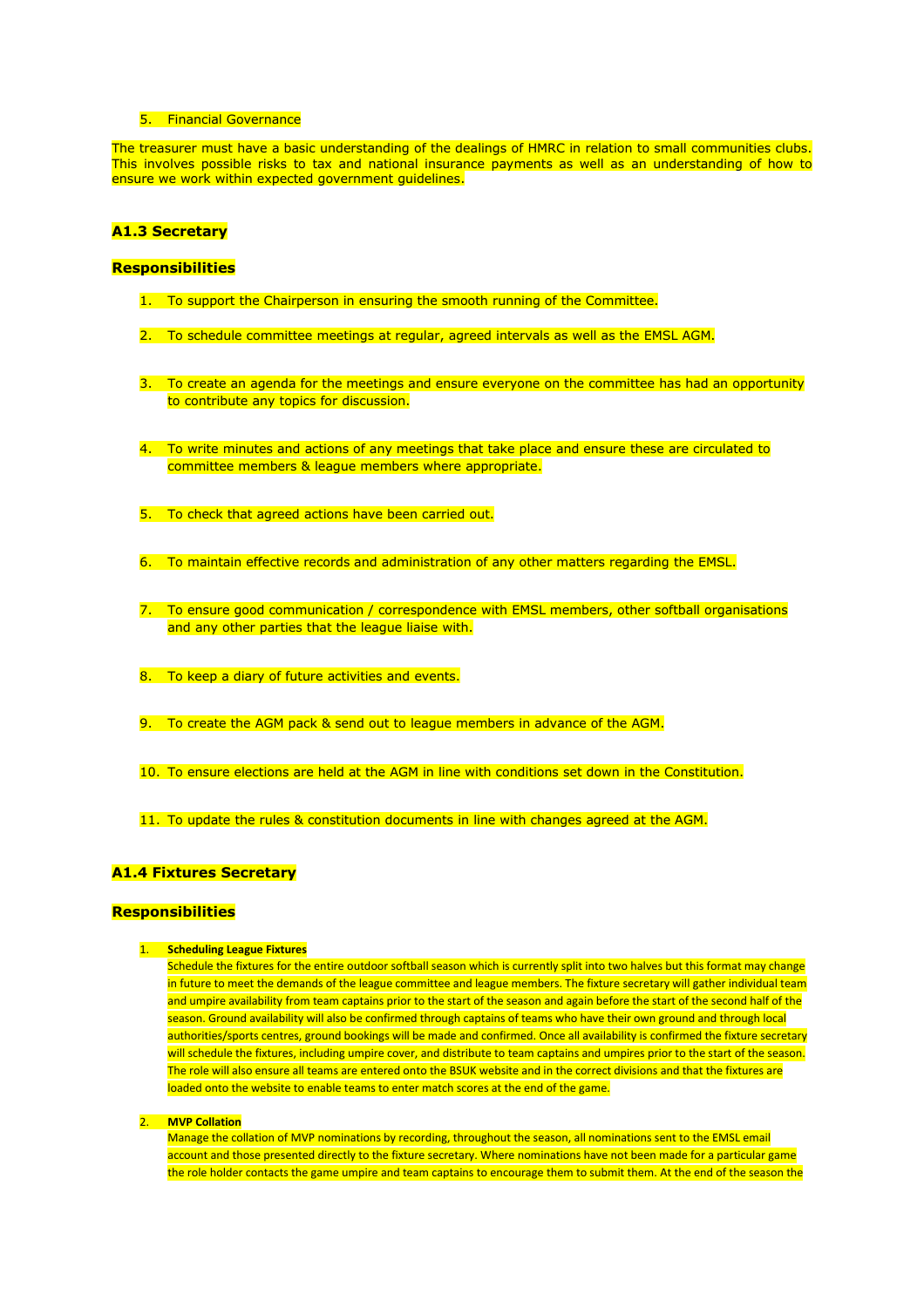5. Financial Governance

The treasurer must have a basic understanding of the dealings of HMRC in relation to small communities clubs. This involves possible risks to tax and national insurance payments as well as an understanding of how to ensure we work within expected government guidelines.

### A1.3 Secretary

#### Responsibilities

1. To support the Chairperson in ensuring the smooth running of the Committee.
2. To schedule committee meetings at regular, agreed intervals as well as the EMSL AGM.
3. To create an agenda for the meetings and ensure everyone on the committee has had an opportunity to contribute any topics for discussion.
4. To write minutes and actions of any meetings that take place and ensure these are circulated to committee members & league members where appropriate.
5. To check that agreed actions have been carried out.
6. To maintain effective records and administration of any other matters regarding the EMSL.
7. To ensure good communication / correspondence with EMSL members, other softball organisations and any other parties that the league liaise with.
8. To keep a diary of future activities and events.
9. To create the AGM pack & send out to league members in advance of the AGM.
10. To ensure elections are held at the AGM in line with conditions set down in the Constitution.
11. To update the rules & constitution documents in line with changes agreed at the AGM.

### A1.4 Fixtures Secretary

#### Responsibilities

1. **Scheduling League Fixtures**
   Schedule the fixtures for the entire outdoor softball season which is currently split into two halves but this format may change in future to meet the demands of the league committee and league members. The fixture secretary will gather individual team and umpire availability from team captains prior to the start of the season and again before the start of the second half of the season. Ground availability will also be confirmed through captains of teams who have their own ground and through local authorities/sports centres, ground bookings will be made and confirmed. Once all availability is confirmed the fixture secretary will schedule the fixtures, including umpire cover, and distribute to team captains and umpires prior to the start of the season. The role will also ensure all teams are entered onto the BSUK website and in the correct divisions and that the fixtures are loaded onto the website to enable teams to enter match scores at the end of the game.

2. **MVP Collation**
   Manage the collation of MVP nominations by recording, throughout the season, all nominations sent to the EMSL email account and those presented directly to the fixture secretary. Where nominations have not been made for a particular game the role holder contacts the game umpire and team captains to encourage them to submit them. At the end of the season the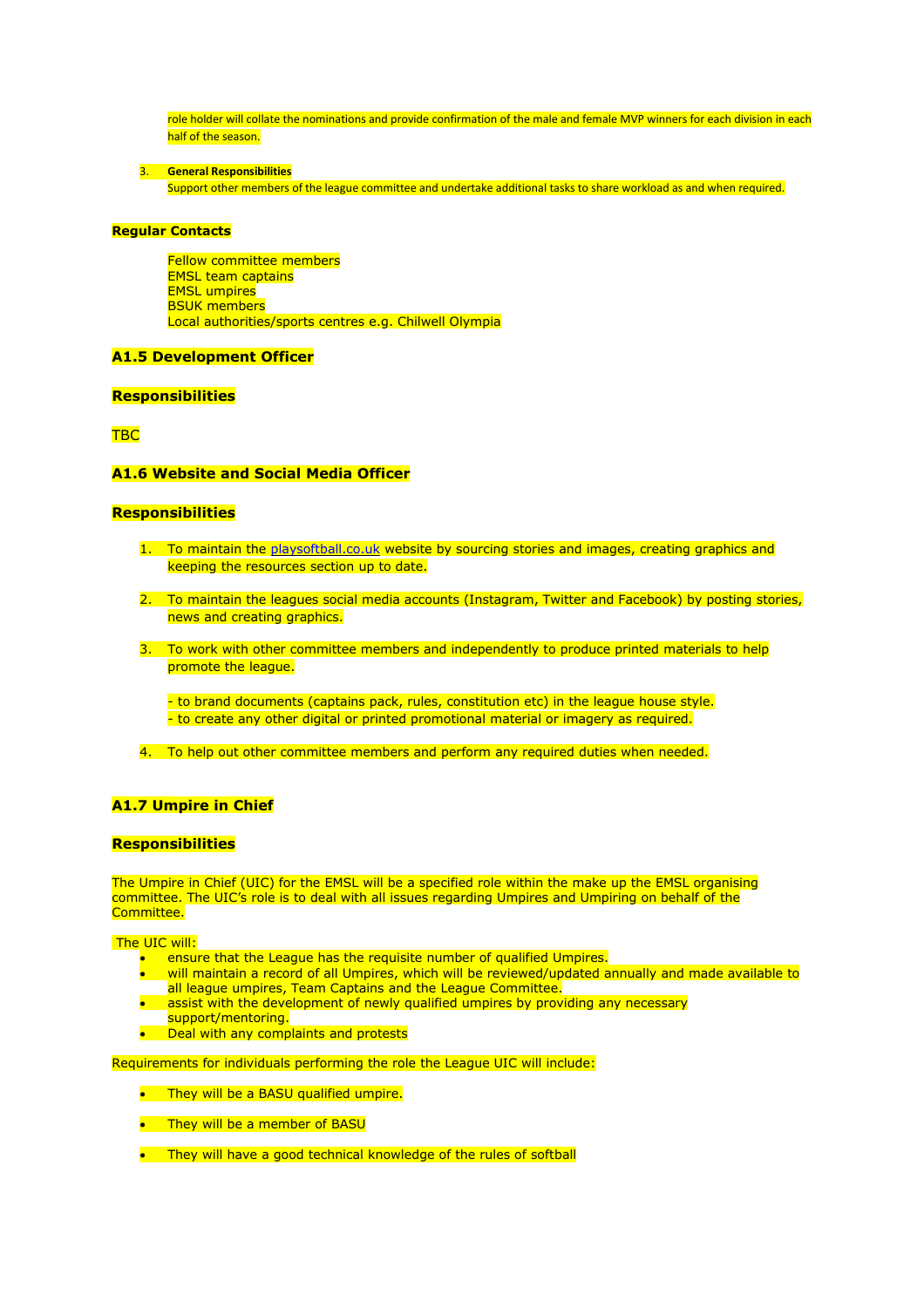role holder will collate the nominations and provide confirmation of the male and female MVP winners for each division in each half of the season.

3. **General Responsibilities**
   Support other members of the league committee and undertake additional tasks to share workload as and when required.

**Regular Contacts**

Fellow committee members
EMSL team captains
EMSL umpires
BSUK members
Local authorities/sports centres e.g. Chilwell Olympia

### A1.5 Development Officer

**Responsibilities**

TBC

### A1.6 Website and Social Media Officer

**Responsibilities**

1. To maintain the playsoftball.co.uk website by sourcing stories and images, creating graphics and keeping the resources section up to date.

2. To maintain the leagues social media accounts (Instagram, Twitter and Facebook) by posting stories, news and creating graphics.

3. To work with other committee members and independently to produce printed materials to help promote the league.

   - to brand documents (captains pack, rules, constitution etc) in the league house style.
   - to create any other digital or printed promotional material or imagery as required.

4. To help out other committee members and perform any required duties when needed.

### A1.7 Umpire in Chief

**Responsibilities**

The Umpire in Chief (UIC) for the EMSL will be a specified role within the make up the EMSL organising committee. The UIC's role is to deal with all issues regarding Umpires and Umpiring on behalf of the Committee.

The UIC will:

- ensure that the League has the requisite number of qualified Umpires.
- will maintain a record of all Umpires, which will be reviewed/updated annually and made available to all league umpires, Team Captains and the League Committee.
- assist with the development of newly qualified umpires by providing any necessary support/mentoring.
- Deal with any complaints and protests

Requirements for individuals performing the role the League UIC will include:

- They will be a BASU qualified umpire.
- They will be a member of BASU
- They will have a good technical knowledge of the rules of softball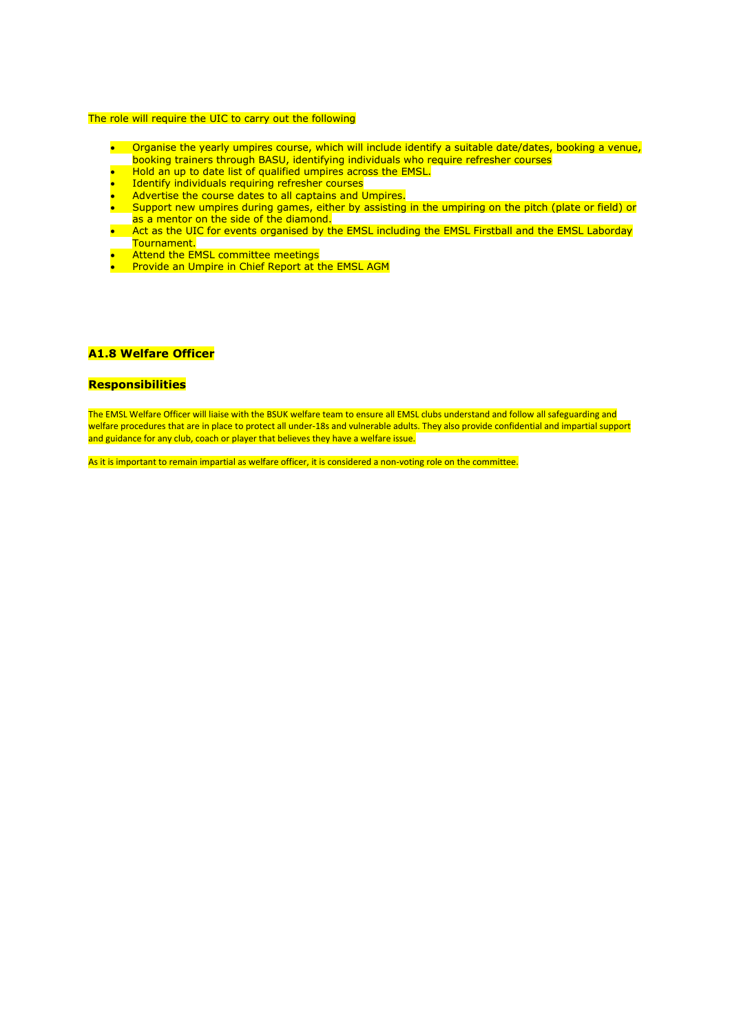The role will require the UIC to carry out the following

- Organise the yearly umpires course, which will include identify a suitable date/dates, booking a venue, booking trainers through BASU, identifying individuals who require refresher courses
- Hold an up to date list of qualified umpires across the EMSL.
- Identify individuals requiring refresher courses
- Advertise the course dates to all captains and Umpires.
- Support new umpires during games, either by assisting in the umpiring on the pitch (plate or field) or as a mentor on the side of the diamond.
- Act as the UIC for events organised by the EMSL including the EMSL Firstball and the EMSL Laborday Tournament.
- Attend the EMSL committee meetings
- Provide an Umpire in Chief Report at the EMSL AGM

### A1.8 Welfare Officer

#### Responsibilities

The EMSL Welfare Officer will liaise with the BSUK welfare team to ensure all EMSL clubs understand and follow all safeguarding and welfare procedures that are in place to protect all under-18s and vulnerable adults. They also provide confidential and impartial support and guidance for any club, coach or player that believes they have a welfare issue.

As it is important to remain impartial as welfare officer, it is considered a non-voting role on the committee.